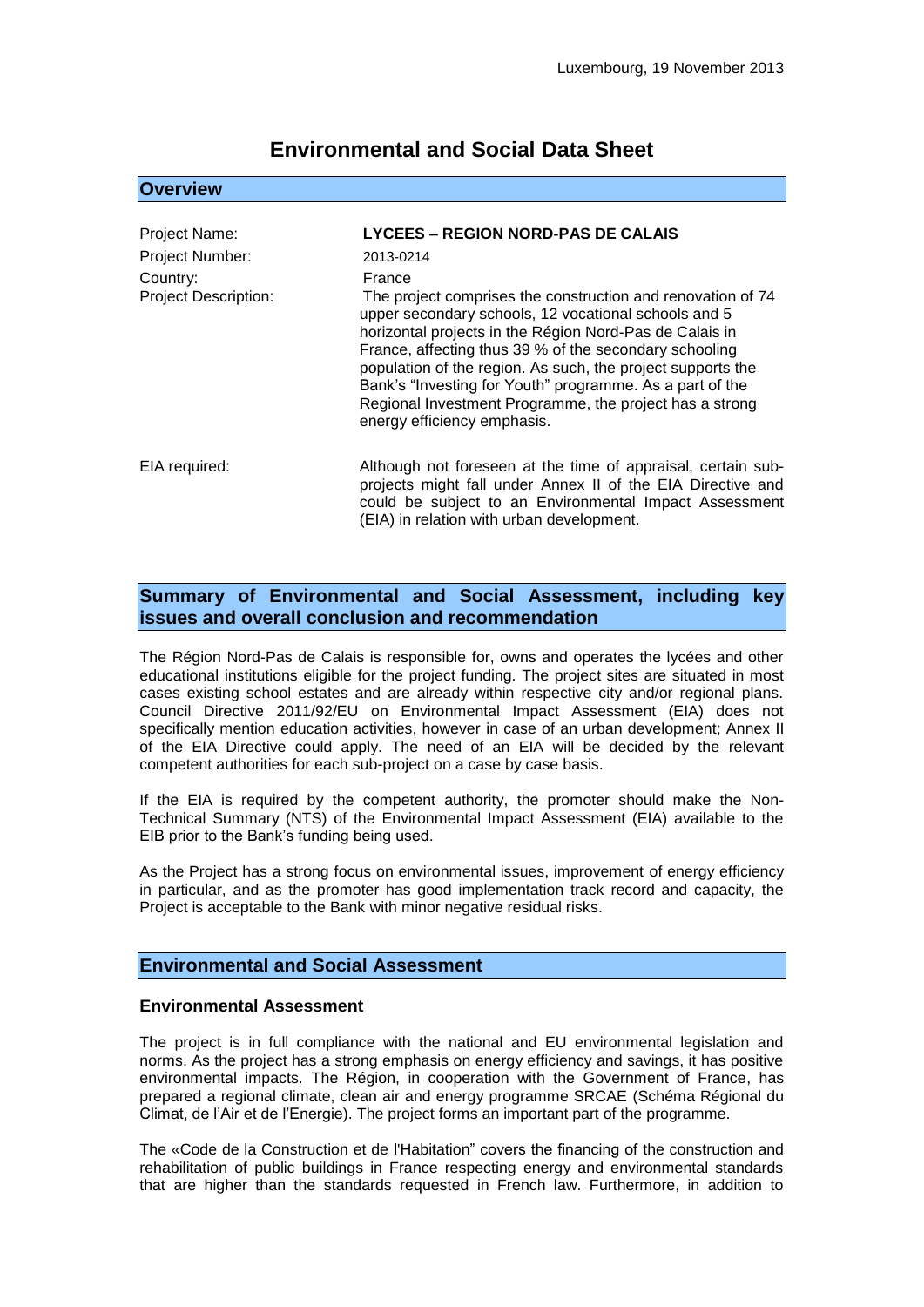Luxembourg, 19 November 2013

# Environmental and Social Data Sheet

## Overview

| | |
|---|---|
| Project Name: | **LYCEES – REGION NORD-PAS DE CALAIS** |
| Project Number: | 2013-0214 |
| Country: | France |
| Project Description: | The project comprises the construction and renovation of 74 upper secondary schools, 12 vocational schools and 5 horizontal projects in the Région Nord-Pas de Calais in France, affecting thus 39 % of the secondary schooling population of the region. As such, the project supports the Bank's "Investing for Youth" programme. As a part of the Regional Investment Programme, the project has a strong energy efficiency emphasis. |
| EIA required: | Although not foreseen at the time of appraisal, certain sub-projects might fall under Annex II of the EIA Directive and could be subject to an Environmental Impact Assessment (EIA) in relation with urban development. |

## Summary of Environmental and Social Assessment, including key issues and overall conclusion and recommendation

The Région Nord-Pas de Calais is responsible for, owns and operates the lycées and other educational institutions eligible for the project funding. The project sites are situated in most cases existing school estates and are already within respective city and/or regional plans. Council Directive 2011/92/EU on Environmental Impact Assessment (EIA) does not specifically mention education activities, however in case of an urban development; Annex II of the EIA Directive could apply. The need of an EIA will be decided by the relevant competent authorities for each sub-project on a case by case basis.

If the EIA is required by the competent authority, the promoter should make the Non-Technical Summary (NTS) of the Environmental Impact Assessment (EIA) available to the EIB prior to the Bank's funding being used.

As the Project has a strong focus on environmental issues, improvement of energy efficiency in particular, and as the promoter has good implementation track record and capacity, the Project is acceptable to the Bank with minor negative residual risks.

## Environmental and Social Assessment

### Environmental Assessment

The project is in full compliance with the national and EU environmental legislation and norms. As the project has a strong emphasis on energy efficiency and savings, it has positive environmental impacts. The Région, in cooperation with the Government of France, has prepared a regional climate, clean air and energy programme SRCAE (Schéma Régional du Climat, de l'Air et de l'Energie). The project forms an important part of the programme.

The «Code de la Construction et de l'Habitation" covers the financing of the construction and rehabilitation of public buildings in France respecting energy and environmental standards that are higher than the standards requested in French law. Furthermore, in addition to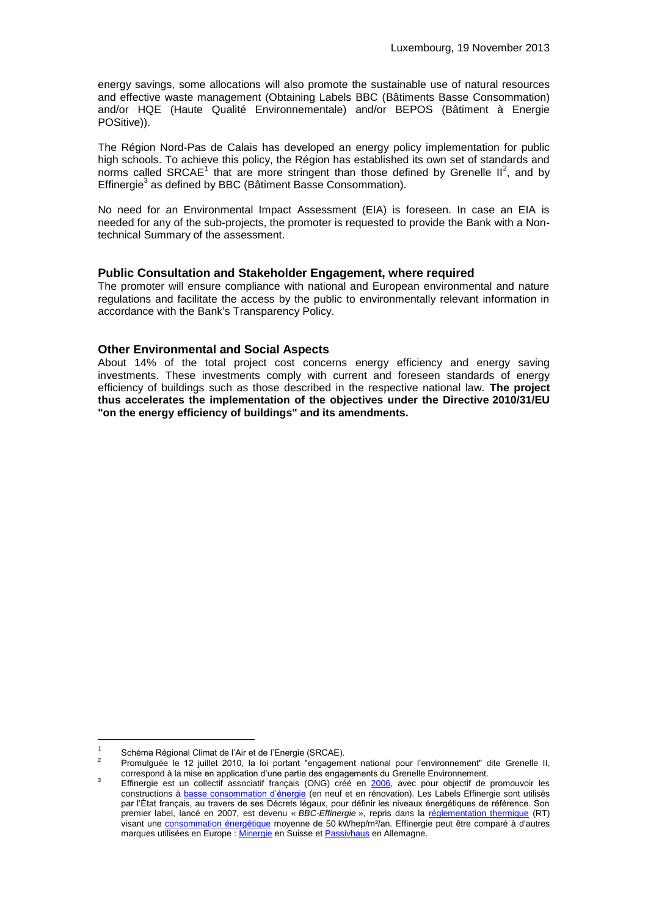energy savings, some allocations will also promote the sustainable use of natural resources and effective waste management (Obtaining Labels BBC (Bâtiments Basse Consommation) and/or HQE (Haute Qualité Environnementale) and/or BEPOS (Bâtiment à Energie POSitive)).

The Région Nord-Pas de Calais has developed an energy policy implementation for public high schools. To achieve this policy, the Région has established its own set of standards and norms called SRCAE[1] that are more stringent than those defined by Grenelle II[2], and by Effinergie[3] as defined by BBC (Bâtiment Basse Consommation).

No need for an Environmental Impact Assessment (EIA) is foreseen. In case an EIA is needed for any of the sub-projects, the promoter is requested to provide the Bank with a Non-technical Summary of the assessment.

## Public Consultation and Stakeholder Engagement, where required

The promoter will ensure compliance with national and European environmental and nature regulations and facilitate the access by the public to environmentally relevant information in accordance with the Bank's Transparency Policy.

## Other Environmental and Social Aspects

About 14% of the total project cost concerns energy efficiency and energy saving investments. These investments comply with current and foreseen standards of energy efficiency of buildings such as those described in the respective national law. **The project thus accelerates the implementation of the objectives under the Directive 2010/31/EU "on the energy efficiency of buildings" and its amendments.**

---

[1] Schéma Régional Climat de l'Air et de l'Energie (SRCAE).

[2] Promulguée le 12 juillet 2010, la loi portant "engagement national pour l'environnement" dite Grenelle II, correspond à la mise en application d'une partie des engagements du Grenelle Environnement.

[3] Effinergie est un collectif associatif français (ONG) créé en 2006, avec pour objectif de promouvoir les constructions à basse consommation d'énergie (en neuf et en rénovation). Les Labels Effinergie sont utilisés par l'État français, au travers de ses Décrets légaux, pour définir les niveaux énergétiques de référence. Son premier label, lancé en 2007, est devenu « *BBC-Effinergie* », repris dans la réglementation thermique (RT) visant une consommation énergétique moyenne de 50 kWhep/m²/an. Effinergie peut être comparé à d'autres marques utilisées en Europe : Minergie en Suisse et Passivhaus en Allemagne.